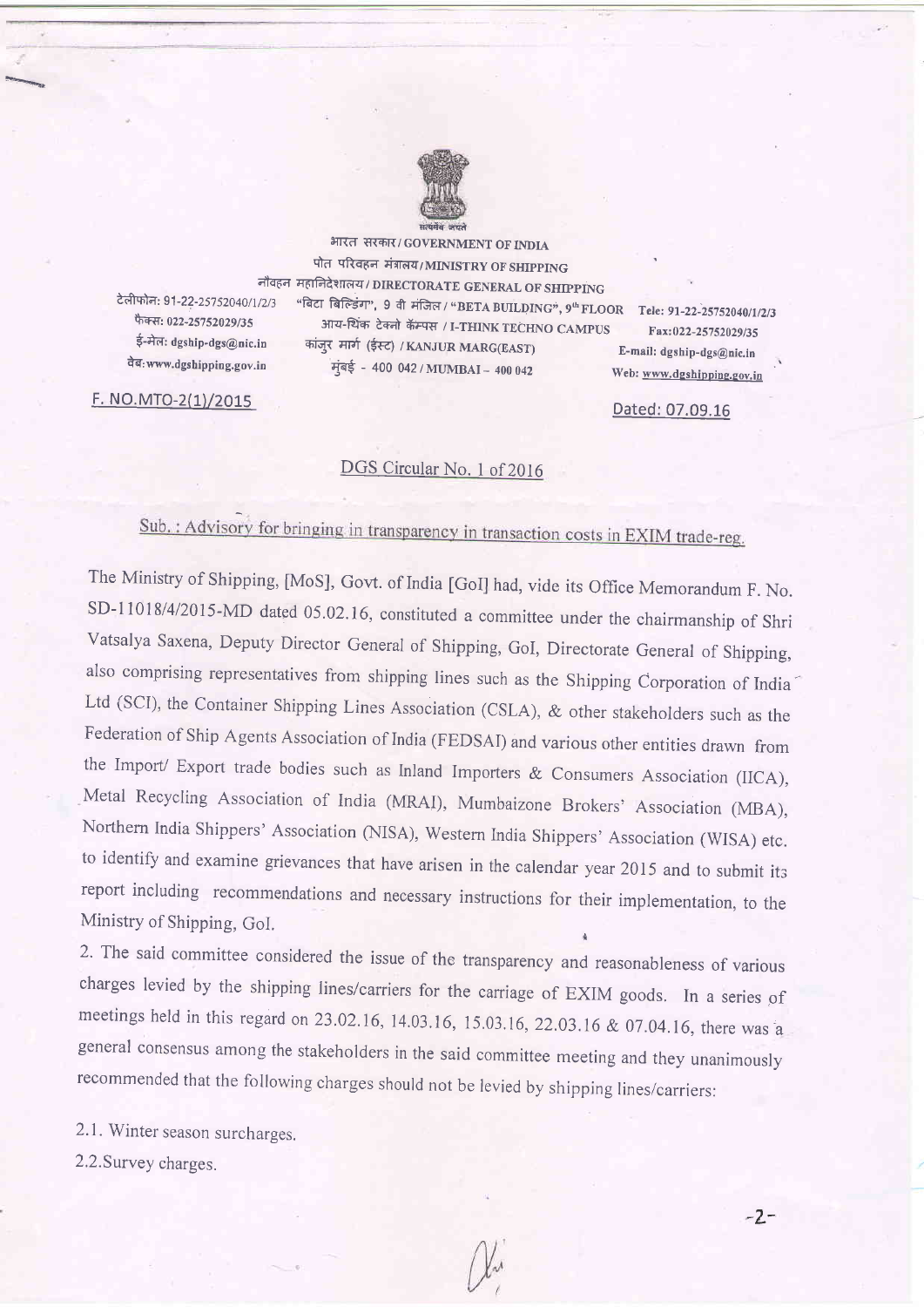सत्यमेव जयते

भारत सरकार / GOVERNMENT OF INDIA

पोत परिवहन मंत्रालय / MINISTRY OF SHIPPING

नौवहन महानिदेशालय / DIRECTORATE GENERAL OF SHIPPING

"बिटा बिल्डिंग", 9 वी मंजिल / "BETA BUILDING", 9th FLOOR

आय-थिंक टेक्नो कॅम्पस / I-THINK TECHNO CAMPUS

कांजुर मार्ग (ईस्ट) / KANJUR MARG(EAST)

मुंबई - 400 042 / MUMBAI – 400 042

टेलीफोन: 91-22-25752040/1/2/3
फैक्स: 022-25752029/35
ई-मेल: dgship-dgs@nic.in
वेब: www.dgshipping.gov.in

Tele: 91-22-25752040/1/2/3
Fax: 022-25752029/35
E-mail: dgship-dgs@nic.in
Web: www.dgshipping.gov.in

F. NO.MTO-2(1)/2015

Dated: 07.09.16

## DGS Circular No. 1 of 2016

### Sub. : Advisory for bringing in transparency in transaction costs in EXIM trade-reg.

The Ministry of Shipping, [MoS], Govt. of India [GoI] had, vide its Office Memorandum F. No. SD-11018/4/2015-MD dated 05.02.16, constituted a committee under the chairmanship of Shri Vatsalya Saxena, Deputy Director General of Shipping, GoI, Directorate General of Shipping, also comprising representatives from shipping lines such as the Shipping Corporation of India Ltd (SCI), the Container Shipping Lines Association (CSLA), & other stakeholders such as the Federation of Ship Agents Association of India (FEDSAI) and various other entities drawn from the Import/ Export trade bodies such as Inland Importers & Consumers Association (IICA), Metal Recycling Association of India (MRAI), Mumbaizone Brokers' Association (MBA), Northern India Shippers' Association (NISA), Western India Shippers' Association (WISA) etc. to identify and examine grievances that have arisen in the calendar year 2015 and to submit its report including recommendations and necessary instructions for their implementation, to the Ministry of Shipping, GoI.

2. The said committee considered the issue of the transparency and reasonableness of various charges levied by the shipping lines/carriers for the carriage of EXIM goods. In a series of meetings held in this regard on 23.02.16, 14.03.16, 15.03.16, 22.03.16 & 07.04.16, there was a general consensus among the stakeholders in the said committee meeting and they unanimously recommended that the following charges should not be levied by shipping lines/carriers:

2.1. Winter season surcharges.

2.2. Survey charges.

-2-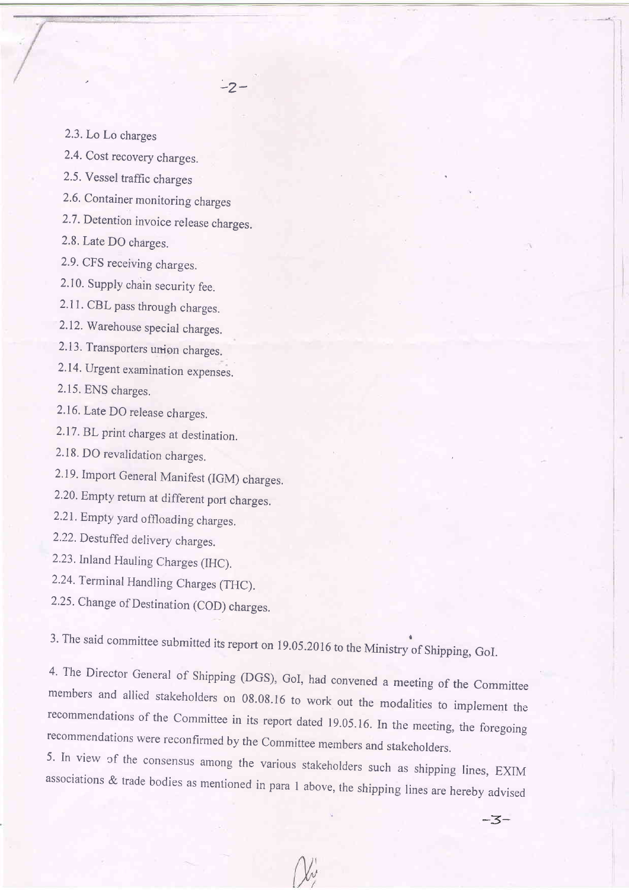2.3. Lo Lo charges

2.4. Cost recovery charges.

2.5. Vessel traffic charges

2.6. Container monitoring charges

2.7. Detention invoice release charges.

2.8. Late DO charges.

2.9. CFS receiving charges.

2.10. Supply chain security fee.

2.11. CBL pass through charges.

2.12. Warehouse special charges.

2.13. Transporters union charges.

2.14. Urgent examination expenses.

2.15. ENS charges.

2.16. Late DO release charges.

2.17. BL print charges at destination.

2.18. DO revalidation charges.

2.19. Import General Manifest (IGM) charges.

2.20. Empty return at different port charges.

2.21. Empty yard offloading charges.

2.22. Destuffed delivery charges.

2.23. Inland Hauling Charges (IHC).

2.24. Terminal Handling Charges (THC).

2.25. Change of Destination (COD) charges.

3. The said committee submitted its report on 19.05.2016 to the Ministry of Shipping, GoI.

4. The Director General of Shipping (DGS), GoI, had convened a meeting of the Committee members and allied stakeholders on 08.08.16 to work out the modalities to implement the recommendations of the Committee in its report dated 19.05.16. In the meeting, the foregoing recommendations were reconfirmed by the Committee members and stakeholders.

5. In view of the consensus among the various stakeholders such as shipping lines, EXIM associations & trade bodies as mentioned in para 1 above, the shipping lines are hereby advised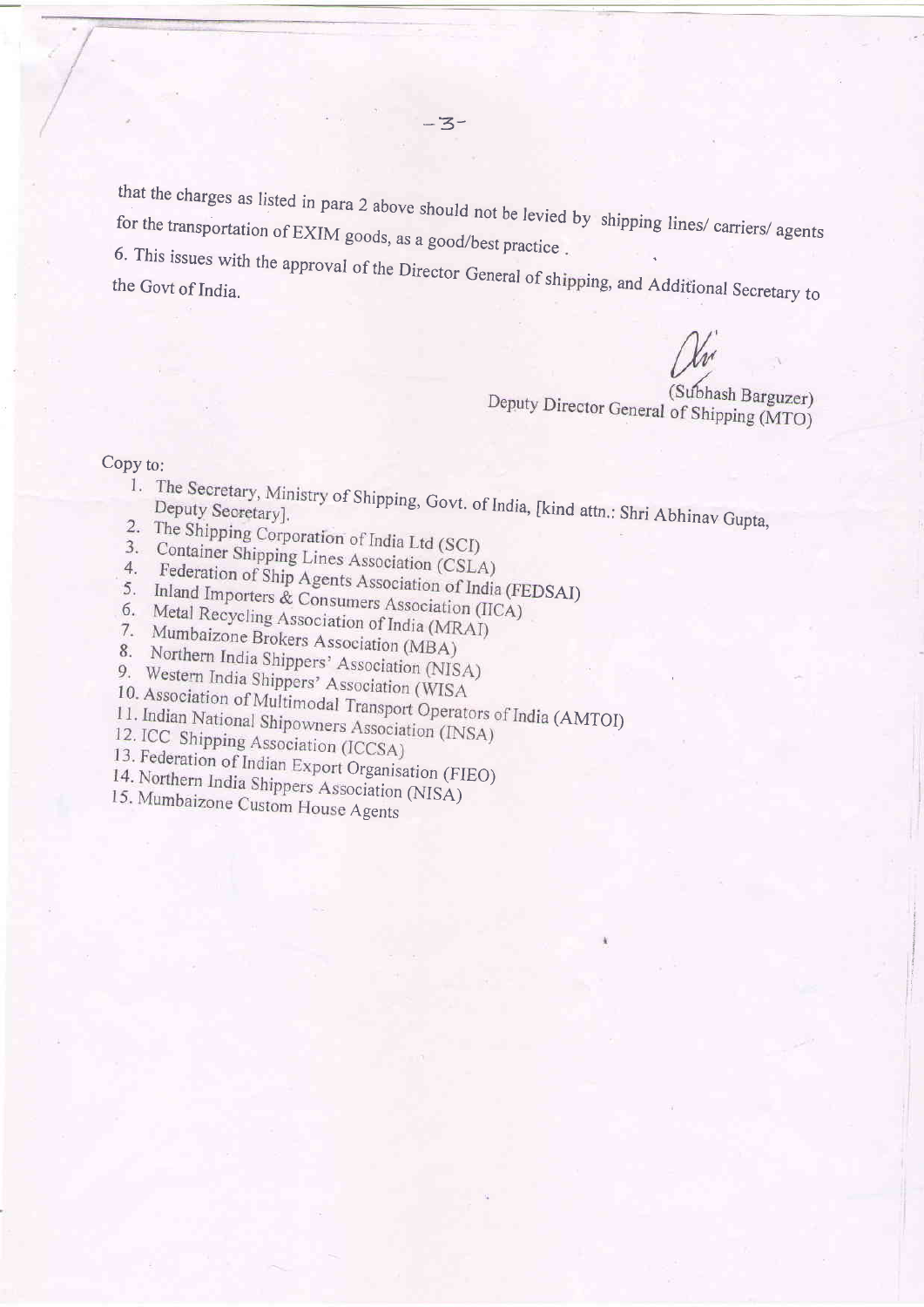that the charges as listed in para 2 above should not be levied by shipping lines/ carriers/ agents for the transportation of EXIM goods, as a good/best practice .

6. This issues with the approval of the Director General of shipping, and Additional Secretary to the Govt of India.

(Subhash Barguzer)
Deputy Director General of Shipping (MTO)

Copy to:

1. The Secretary, Ministry of Shipping, Govt. of India, [kind attn.: Shri Abhinav Gupta, Deputy Secretary].
2. The Shipping Corporation of India Ltd (SCI)
3. Container Shipping Lines Association (CSLA)
4. Federation of Ship Agents Association of India (FEDSAI)
5. Inland Importers & Consumers Association (IICA)
6. Metal Recycling Association of India (MRAI)
7. Mumbaizone Brokers Association (MBA)
8. Northern India Shippers' Association (NISA)
9. Western India Shippers' Association (WISA
10. Association of Multimodal Transport Operators of India (AMTOI)
11. Indian National Shipowners Association (INSA)
12. ICC Shipping Association (ICCSA)
13. Federation of Indian Export Organisation (FIEO)
14. Northern India Shippers Association (NISA)
15. Mumbaizone Custom House Agents